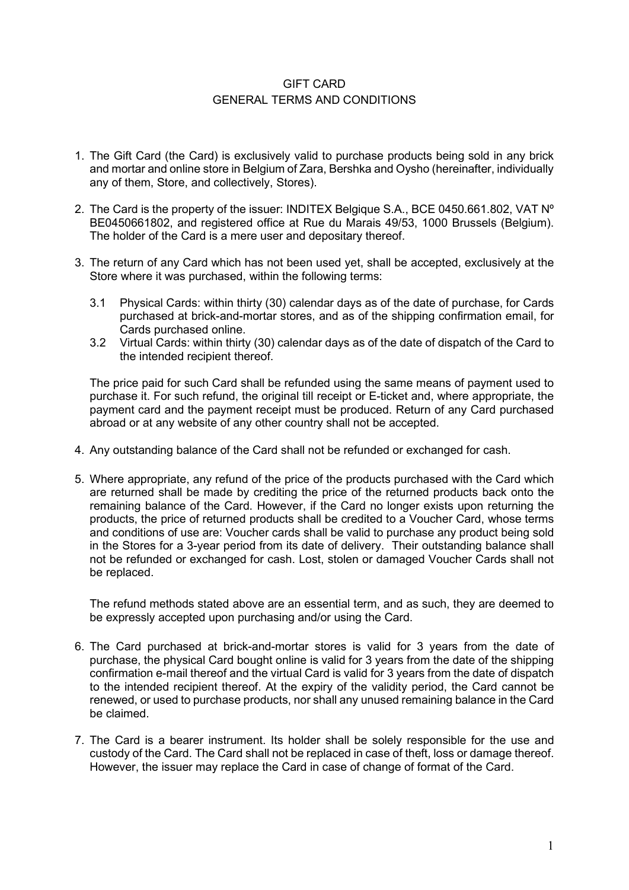# GIFT CARD
## GENERAL TERMS AND CONDITIONS

1. The Gift Card (the Card) is exclusively valid to purchase products being sold in any brick and mortar and online store in Belgium of Zara, Bershka and Oysho (hereinafter, individually any of them, Store, and collectively, Stores).

2. The Card is the property of the issuer: INDITEX Belgique S.A., BCE 0450.661.802, VAT Nº BE0450661802, and registered office at Rue du Marais 49/53, 1000 Brussels (Belgium). The holder of the Card is a mere user and depositary thereof.

3. The return of any Card which has not been used yet, shall be accepted, exclusively at the Store where it was purchased, within the following terms:

   3.1 Physical Cards: within thirty (30) calendar days as of the date of purchase, for Cards purchased at brick-and-mortar stores, and as of the shipping confirmation email, for Cards purchased online.

   3.2 Virtual Cards: within thirty (30) calendar days as of the date of dispatch of the Card to the intended recipient thereof.

   The price paid for such Card shall be refunded using the same means of payment used to purchase it. For such refund, the original till receipt or E-ticket and, where appropriate, the payment card and the payment receipt must be produced. Return of any Card purchased abroad or at any website of any other country shall not be accepted.

4. Any outstanding balance of the Card shall not be refunded or exchanged for cash.

5. Where appropriate, any refund of the price of the products purchased with the Card which are returned shall be made by crediting the price of the returned products back onto the remaining balance of the Card. However, if the Card no longer exists upon returning the products, the price of returned products shall be credited to a Voucher Card, whose terms and conditions of use are: Voucher cards shall be valid to purchase any product being sold in the Stores for a 3-year period from its date of delivery. Their outstanding balance shall not be refunded or exchanged for cash. Lost, stolen or damaged Voucher Cards shall not be replaced.

   The refund methods stated above are an essential term, and as such, they are deemed to be expressly accepted upon purchasing and/or using the Card.

6. The Card purchased at brick-and-mortar stores is valid for 3 years from the date of purchase, the physical Card bought online is valid for 3 years from the date of the shipping confirmation e-mail thereof and the virtual Card is valid for 3 years from the date of dispatch to the intended recipient thereof. At the expiry of the validity period, the Card cannot be renewed, or used to purchase products, nor shall any unused remaining balance in the Card be claimed.

7. The Card is a bearer instrument. Its holder shall be solely responsible for the use and custody of the Card. The Card shall not be replaced in case of theft, loss or damage thereof. However, the issuer may replace the Card in case of change of format of the Card.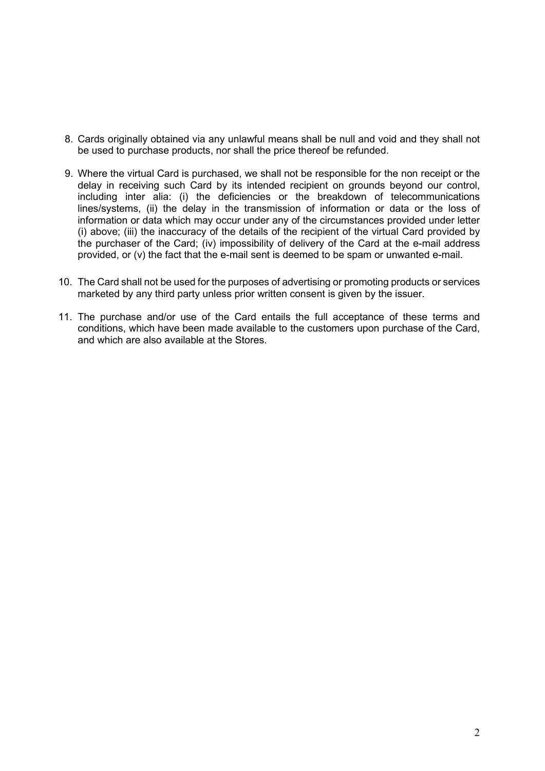8. Cards originally obtained via any unlawful means shall be null and void and they shall not be used to purchase products, nor shall the price thereof be refunded.

9. Where the virtual Card is purchased, we shall not be responsible for the non receipt or the delay in receiving such Card by its intended recipient on grounds beyond our control, including inter alia: (i) the deficiencies or the breakdown of telecommunications lines/systems, (ii) the delay in the transmission of information or data or the loss of information or data which may occur under any of the circumstances provided under letter (i) above; (iii) the inaccuracy of the details of the recipient of the virtual Card provided by the purchaser of the Card; (iv) impossibility of delivery of the Card at the e-mail address provided, or (v) the fact that the e-mail sent is deemed to be spam or unwanted e-mail.

10. The Card shall not be used for the purposes of advertising or promoting products or services marketed by any third party unless prior written consent is given by the issuer.

11. The purchase and/or use of the Card entails the full acceptance of these terms and conditions, which have been made available to the customers upon purchase of the Card, and which are also available at the Stores.